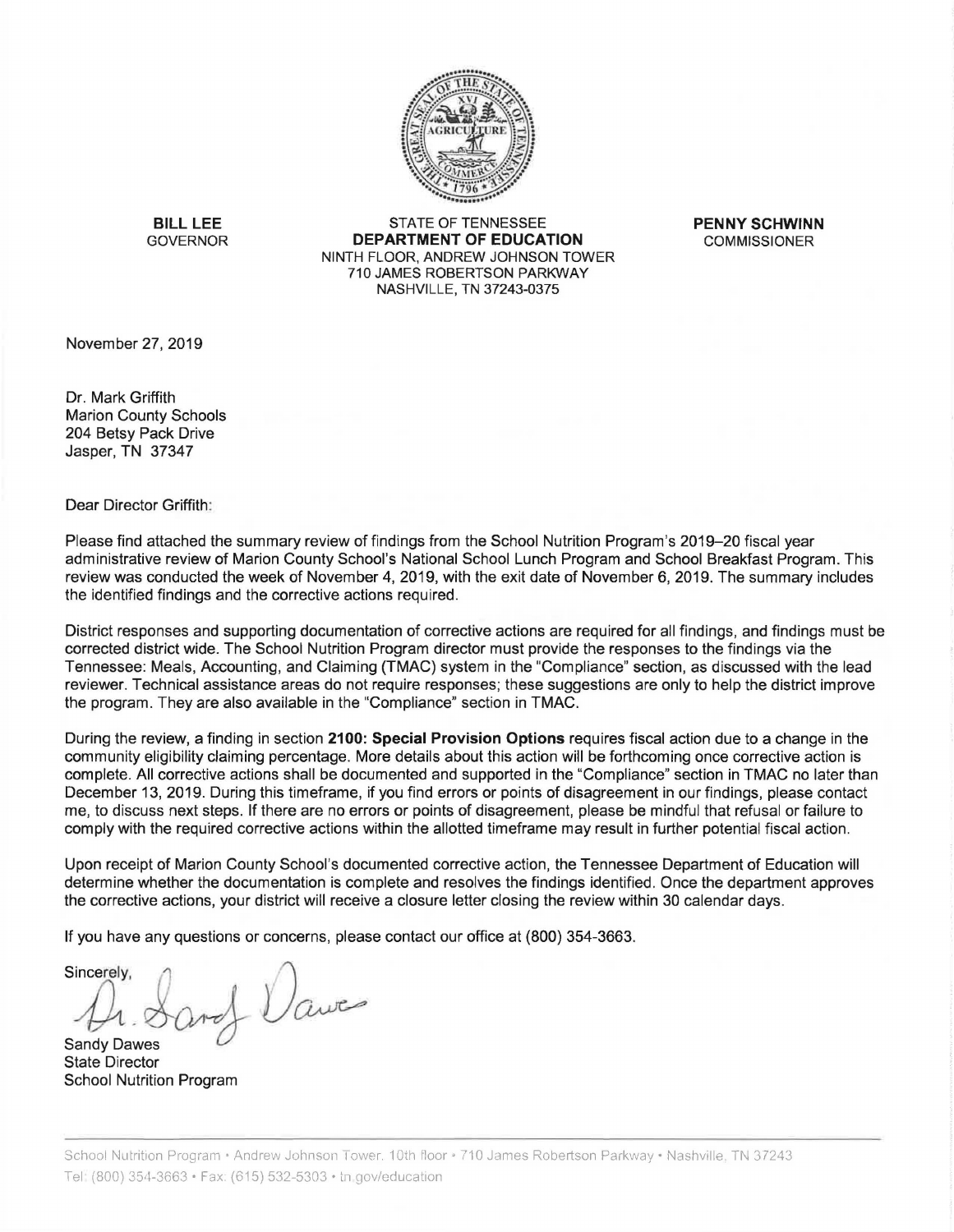**BILL LEE**
GOVERNOR

STATE OF TENNESSEE
**DEPARTMENT OF EDUCATION**
NINTH FLOOR, ANDREW JOHNSON TOWER
710 JAMES ROBERTSON PARKWAY
NASHVILLE, TN 37243-0375

**PENNY SCHWINN**
COMMISSIONER

November 27, 2019

Dr. Mark Griffith
Marion County Schools
204 Betsy Pack Drive
Jasper, TN 37347

Dear Director Griffith:

Please find attached the summary review of findings from the School Nutrition Program's 2019–20 fiscal year administrative review of Marion County School's National School Lunch Program and School Breakfast Program. This review was conducted the week of November 4, 2019, with the exit date of November 6, 2019. The summary includes the identified findings and the corrective actions required.

District responses and supporting documentation of corrective actions are required for all findings, and findings must be corrected district wide. The School Nutrition Program director must provide the responses to the findings via the Tennessee: Meals, Accounting, and Claiming (TMAC) system in the "Compliance" section, as discussed with the lead reviewer. Technical assistance areas do not require responses; these suggestions are only to help the district improve the program. They are also available in the "Compliance" section in TMAC.

During the review, a finding in section **2100: Special Provision Options** requires fiscal action due to a change in the community eligibility claiming percentage. More details about this action will be forthcoming once corrective action is complete. All corrective actions shall be documented and supported in the "Compliance" section in TMAC no later than December 13, 2019. During this timeframe, if you find errors or points of disagreement in our findings, please contact me, to discuss next steps. If there are no errors or points of disagreement, please be mindful that refusal or failure to comply with the required corrective actions within the allotted timeframe may result in further potential fiscal action.

Upon receipt of Marion County School's documented corrective action, the Tennessee Department of Education will determine whether the documentation is complete and resolves the findings identified. Once the department approves the corrective actions, your district will receive a closure letter closing the review within 30 calendar days.

If you have any questions or concerns, please contact our office at (800) 354-3663.

Sincerely,

Dr. Sandy Dawes

Sandy Dawes
State Director
School Nutrition Program

School Nutrition Program • Andrew Johnson Tower, 10th floor • 710 James Robertson Parkway • Nashville, TN 37243
Tel: (800) 354-3663 • Fax: (615) 532-5303 • tn.gov/education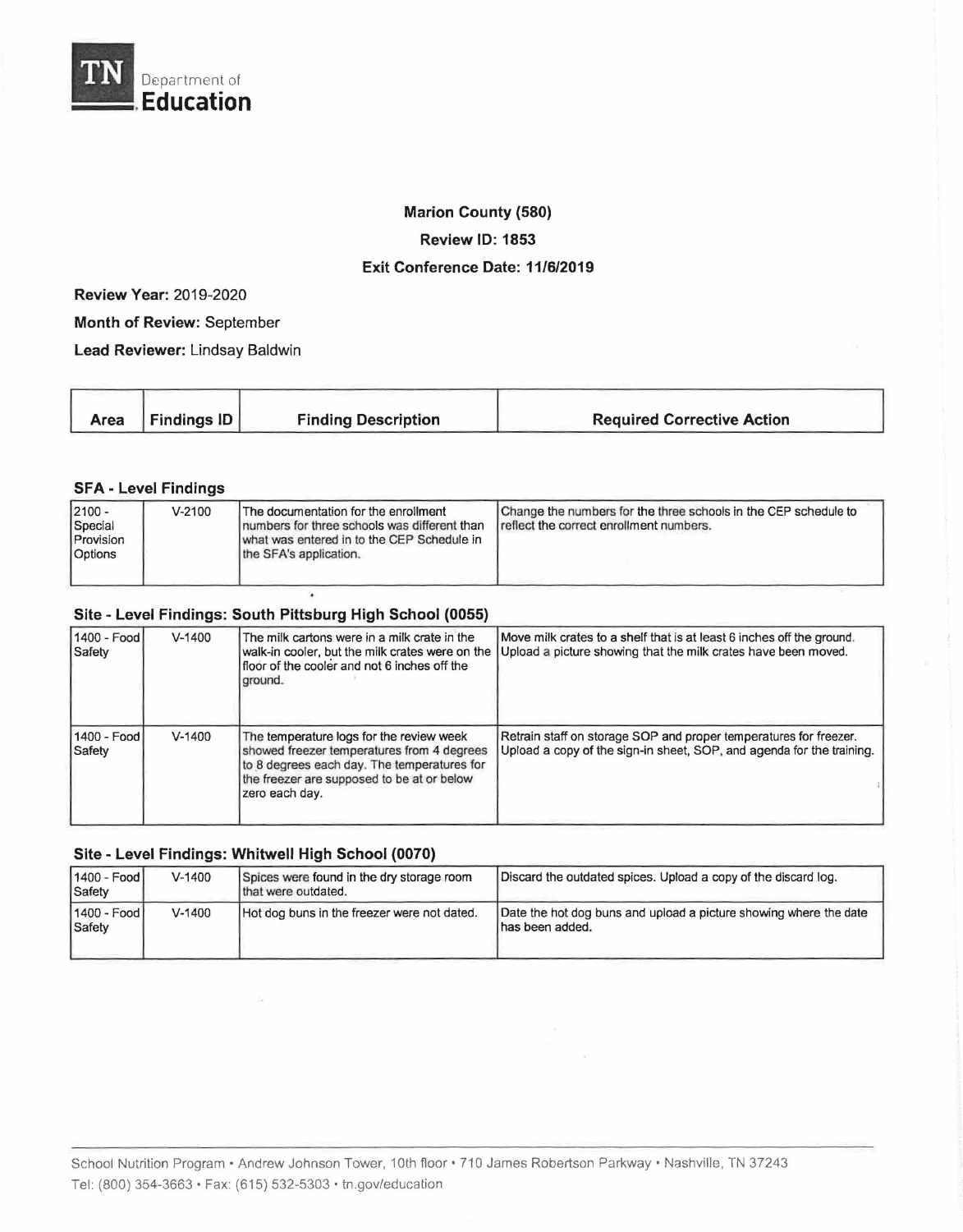TN Department of Education

**Marion County (580)**

**Review ID: 1853**

**Exit Conference Date: 11/6/2019**

**Review Year:** 2019-2020

**Month of Review:** September

**Lead Reviewer:** Lindsay Baldwin

| Area | Findings ID | Finding Description | Required Corrective Action |
| --- | --- | --- | --- |

### SFA - Level Findings

| Area | Findings ID | Finding Description | Required Corrective Action |
| --- | --- | --- | --- |
| 2100 - Special Provision Options | V-2100 | The documentation for the enrollment numbers for three schools was different than what was entered in to the CEP Schedule in the SFA's application. | Change the numbers for the three schools in the CEP schedule to reflect the correct enrollment numbers. |

### Site - Level Findings: South Pittsburg High School (0055)

| Area | Findings ID | Finding Description | Required Corrective Action |
| --- | --- | --- | --- |
| 1400 - Food Safety | V-1400 | The milk cartons were in a milk crate in the walk-in cooler, but the milk crates were on the floor of the cooler and not 6 inches off the ground. | Move milk crates to a shelf that is at least 6 inches off the ground. Upload a picture showing that the milk crates have been moved. |
| 1400 - Food Safety | V-1400 | The temperature logs for the review week showed freezer temperatures from 4 degrees to 8 degrees each day. The temperatures for the freezer are supposed to be at or below zero each day. | Retrain staff on storage SOP and proper temperatures for freezer. Upload a copy of the sign-in sheet, SOP, and agenda for the training. |

### Site - Level Findings: Whitwell High School (0070)

| Area | Findings ID | Finding Description | Required Corrective Action |
| --- | --- | --- | --- |
| 1400 - Food Safety | V-1400 | Spices were found in the dry storage room that were outdated. | Discard the outdated spices. Upload a copy of the discard log. |
| 1400 - Food Safety | V-1400 | Hot dog buns in the freezer were not dated. | Date the hot dog buns and upload a picture showing where the date has been added. |

School Nutrition Program • Andrew Johnson Tower, 10th floor • 710 James Robertson Parkway • Nashville, TN 37243
Tel: (800) 354-3663 • Fax: (615) 532-5303 • tn.gov/education